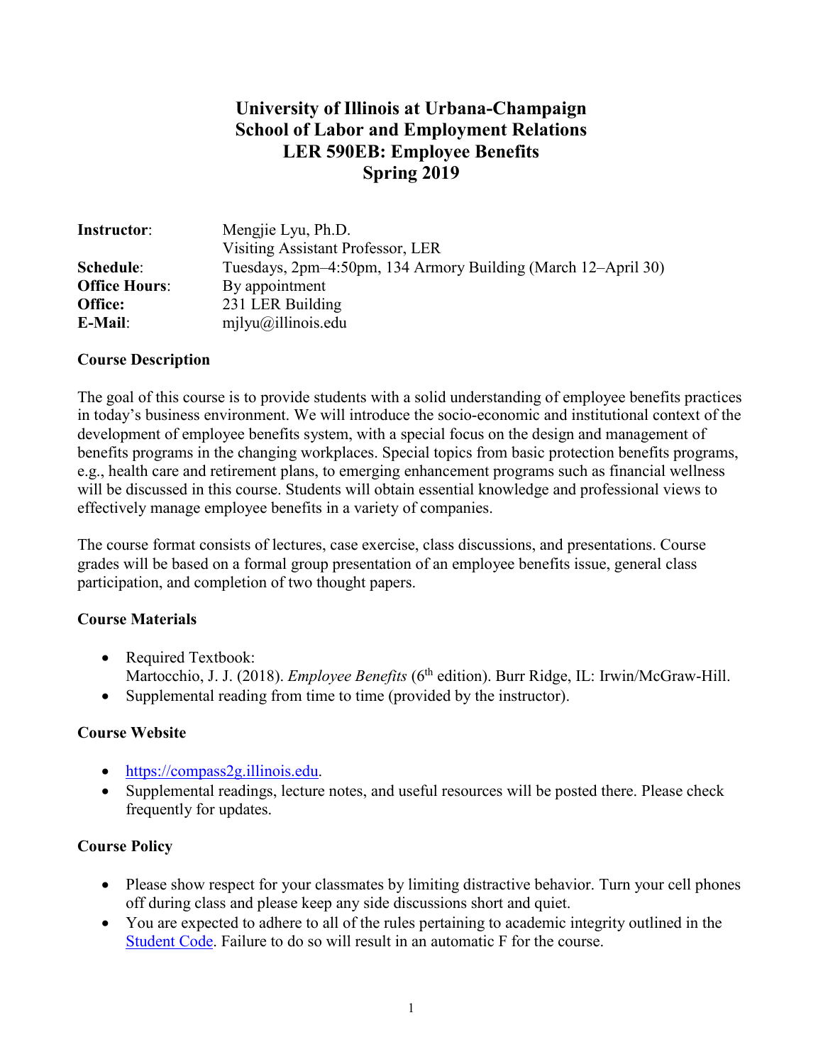# University of Illinois at Urbana-Champaign
# School of Labor and Employment Relations
# LER 590EB: Employee Benefits
# Spring 2019

| | |
|---|---|
| **Instructor**: | Mengjie Lyu, Ph.D. |
| | Visiting Assistant Professor, LER |
| **Schedule**: | Tuesdays, 2pm–4:50pm, 134 Armory Building (March 12–April 30) |
| **Office Hours**: | By appointment |
| **Office:** | 231 LER Building |
| **E-Mail**: | mjlyu@illinois.edu |

## Course Description

The goal of this course is to provide students with a solid understanding of employee benefits practices in today's business environment. We will introduce the socio-economic and institutional context of the development of employee benefits system, with a special focus on the design and management of benefits programs in the changing workplaces. Special topics from basic protection benefits programs, e.g., health care and retirement plans, to emerging enhancement programs such as financial wellness will be discussed in this course. Students will obtain essential knowledge and professional views to effectively manage employee benefits in a variety of companies.

The course format consists of lectures, case exercise, class discussions, and presentations. Course grades will be based on a formal group presentation of an employee benefits issue, general class participation, and completion of two thought papers.

## Course Materials

- Required Textbook:
  Martocchio, J. J. (2018). *Employee Benefits* (6th edition). Burr Ridge, IL: Irwin/McGraw-Hill.
- Supplemental reading from time to time (provided by the instructor).

## Course Website

- https://compass2g.illinois.edu.
- Supplemental readings, lecture notes, and useful resources will be posted there. Please check frequently for updates.

## Course Policy

- Please show respect for your classmates by limiting distractive behavior. Turn your cell phones off during class and please keep any side discussions short and quiet.
- You are expected to adhere to all of the rules pertaining to academic integrity outlined in the Student Code. Failure to do so will result in an automatic F for the course.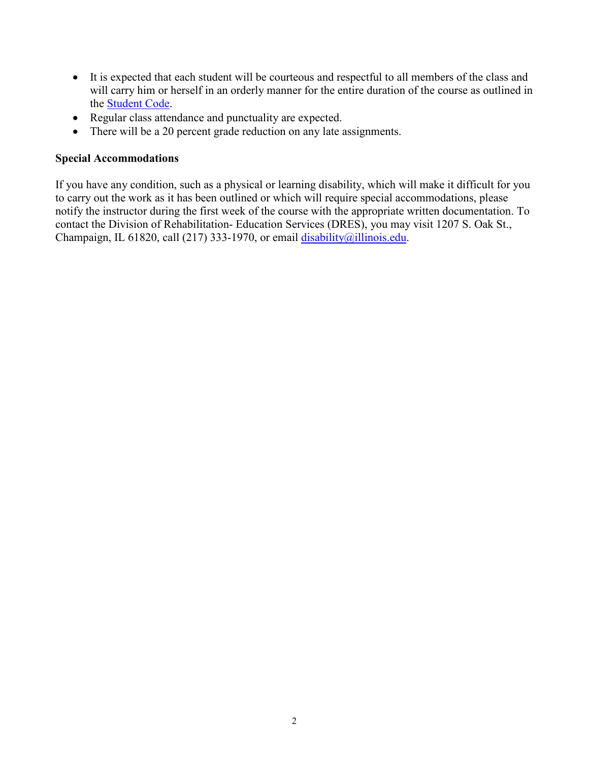- It is expected that each student will be courteous and respectful to all members of the class and will carry him or herself in an orderly manner for the entire duration of the course as outlined in the Student Code.
- Regular class attendance and punctuality are expected.
- There will be a 20 percent grade reduction on any late assignments.

**Special Accommodations**

If you have any condition, such as a physical or learning disability, which will make it difficult for you to carry out the work as it has been outlined or which will require special accommodations, please notify the instructor during the first week of the course with the appropriate written documentation. To contact the Division of Rehabilitation- Education Services (DRES), you may visit 1207 S. Oak St., Champaign, IL 61820, call (217) 333-1970, or email disability@illinois.edu.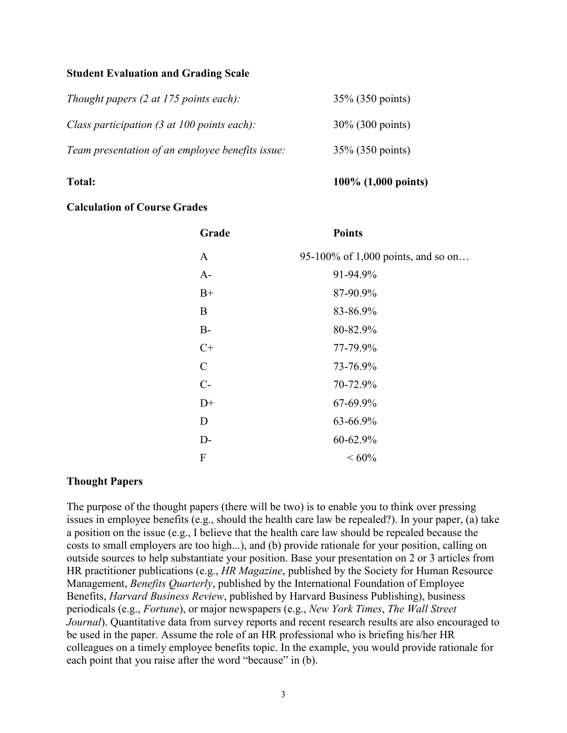**Student Evaluation and Grading Scale**

| | |
|---|---|
| *Thought papers (2 at 175 points each):* | 35% (350 points) |
| *Class participation (3 at 100 points each):* | 30% (300 points) |
| *Team presentation of an employee benefits issue:* | 35% (350 points) |
| **Total:** | **100% (1,000 points)** |

**Calculation of Course Grades**

| Grade | Points |
|---|---|
| A | 95-100% of 1,000 points, and so on… |
| A- | 91-94.9% |
| B+ | 87-90.9% |
| B | 83-86.9% |
| B- | 80-82.9% |
| C+ | 77-79.9% |
| C | 73-76.9% |
| C- | 70-72.9% |
| D+ | 67-69.9% |
| D | 63-66.9% |
| D- | 60-62.9% |
| F | < 60% |

**Thought Papers**

The purpose of the thought papers (there will be two) is to enable you to think over pressing issues in employee benefits (e.g., should the health care law be repealed?). In your paper, (a) take a position on the issue (e.g., I believe that the health care law should be repealed because the costs to small employers are too high...), and (b) provide rationale for your position, calling on outside sources to help substantiate your position. Base your presentation on 2 or 3 articles from HR practitioner publications (e.g., *HR Magazine*, published by the Society for Human Resource Management, *Benefits Quarterly*, published by the International Foundation of Employee Benefits, *Harvard Business Review*, published by Harvard Business Publishing), business periodicals (e.g., *Fortune*), or major newspapers (e.g., *New York Times*, *The Wall Street Journal*). Quantitative data from survey reports and recent research results are also encouraged to be used in the paper. Assume the role of an HR professional who is briefing his/her HR colleagues on a timely employee benefits topic. In the example, you would provide rationale for each point that you raise after the word "because" in (b).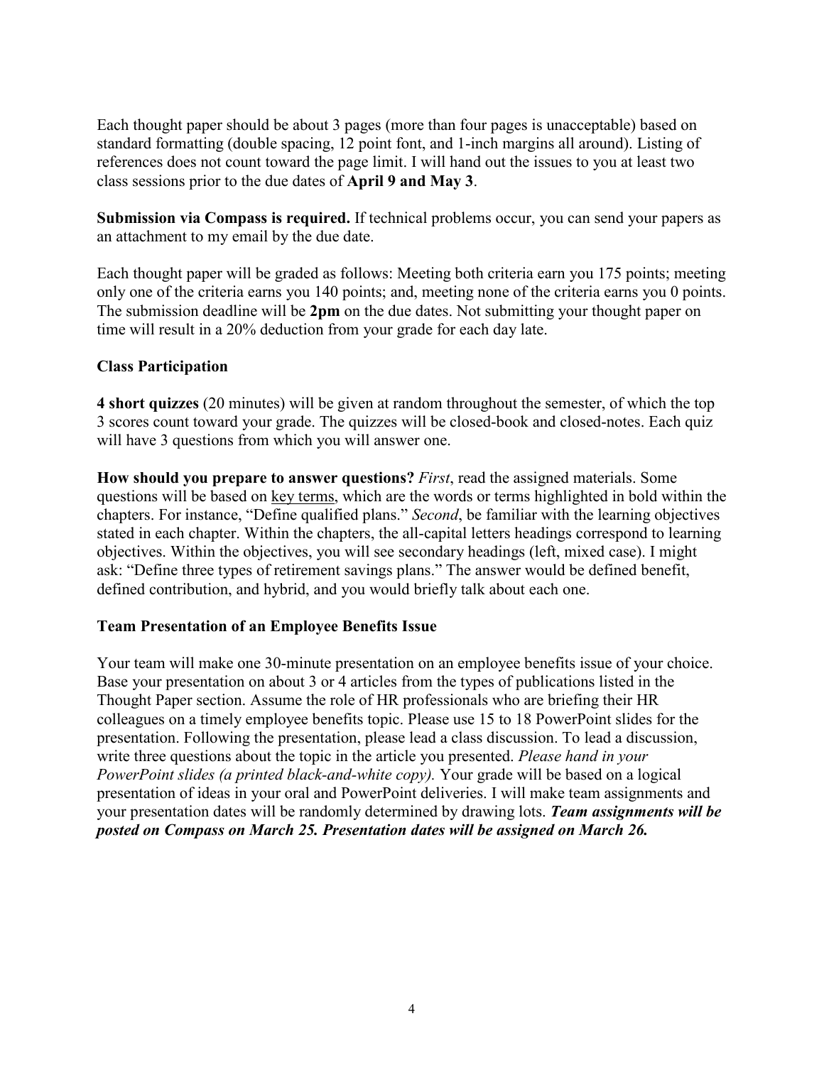Each thought paper should be about 3 pages (more than four pages is unacceptable) based on standard formatting (double spacing, 12 point font, and 1-inch margins all around). Listing of references does not count toward the page limit. I will hand out the issues to you at least two class sessions prior to the due dates of **April 9 and May 3**.

**Submission via Compass is required.** If technical problems occur, you can send your papers as an attachment to my email by the due date.

Each thought paper will be graded as follows: Meeting both criteria earn you 175 points; meeting only one of the criteria earns you 140 points; and, meeting none of the criteria earns you 0 points. The submission deadline will be **2pm** on the due dates. Not submitting your thought paper on time will result in a 20% deduction from your grade for each day late.

### Class Participation

**4 short quizzes** (20 minutes) will be given at random throughout the semester, of which the top 3 scores count toward your grade. The quizzes will be closed-book and closed-notes. Each quiz will have 3 questions from which you will answer one.

**How should you prepare to answer questions?** *First*, read the assigned materials. Some questions will be based on key terms, which are the words or terms highlighted in bold within the chapters. For instance, "Define qualified plans." *Second*, be familiar with the learning objectives stated in each chapter. Within the chapters, the all-capital letters headings correspond to learning objectives. Within the objectives, you will see secondary headings (left, mixed case). I might ask: "Define three types of retirement savings plans." The answer would be defined benefit, defined contribution, and hybrid, and you would briefly talk about each one.

### Team Presentation of an Employee Benefits Issue

Your team will make one 30-minute presentation on an employee benefits issue of your choice. Base your presentation on about 3 or 4 articles from the types of publications listed in the Thought Paper section. Assume the role of HR professionals who are briefing their HR colleagues on a timely employee benefits topic. Please use 15 to 18 PowerPoint slides for the presentation. Following the presentation, please lead a class discussion. To lead a discussion, write three questions about the topic in the article you presented. *Please hand in your PowerPoint slides (a printed black-and-white copy).* Your grade will be based on a logical presentation of ideas in your oral and PowerPoint deliveries. I will make team assignments and your presentation dates will be randomly determined by drawing lots. ***Team assignments will be posted on Compass on March 25. Presentation dates will be assigned on March 26.***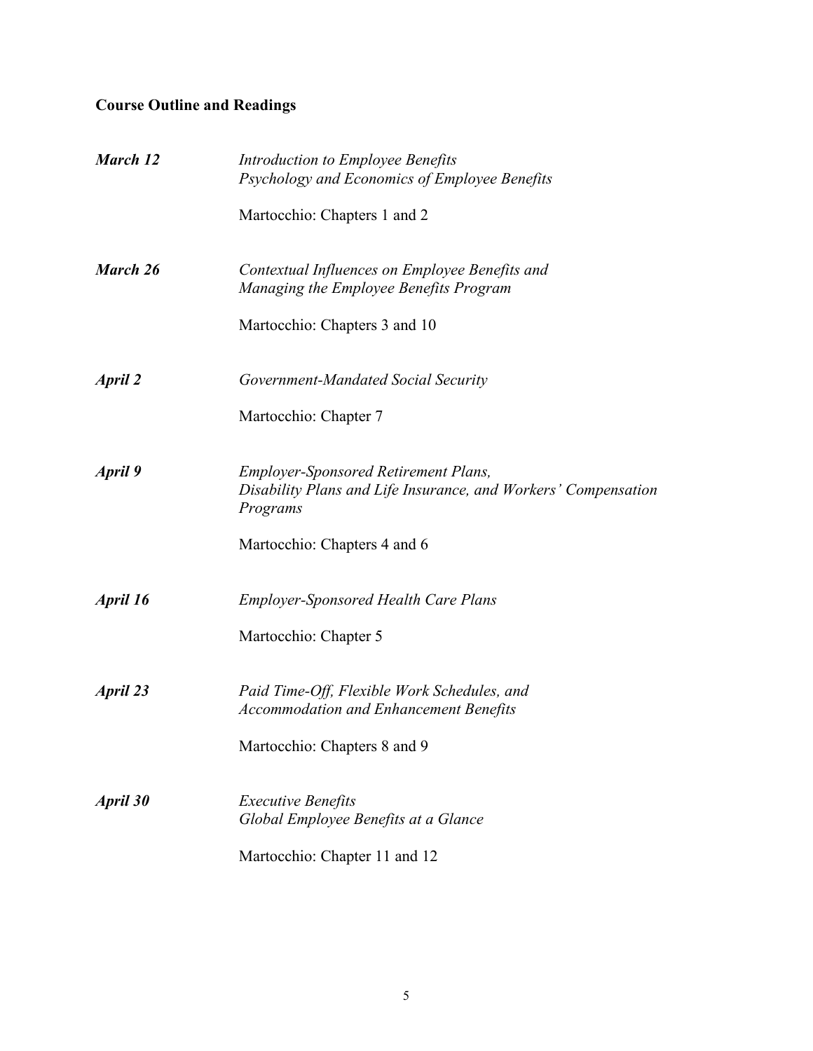## Course Outline and Readings

***March 12***

*Introduction to Employee Benefits*
*Psychology and Economics of Employee Benefits*

Martocchio: Chapters 1 and 2

***March 26***

*Contextual Influences on Employee Benefits and*
*Managing the Employee Benefits Program*

Martocchio: Chapters 3 and 10

***April 2***

*Government-Mandated Social Security*

Martocchio: Chapter 7

***April 9***

*Employer-Sponsored Retirement Plans,*
*Disability Plans and Life Insurance, and Workers' Compensation Programs*

Martocchio: Chapters 4 and 6

***April 16***

*Employer-Sponsored Health Care Plans*

Martocchio: Chapter 5

***April 23***

*Paid Time-Off, Flexible Work Schedules, and*
*Accommodation and Enhancement Benefits*

Martocchio: Chapters 8 and 9

***April 30***

*Executive Benefits*
*Global Employee Benefits at a Glance*

Martocchio: Chapter 11 and 12